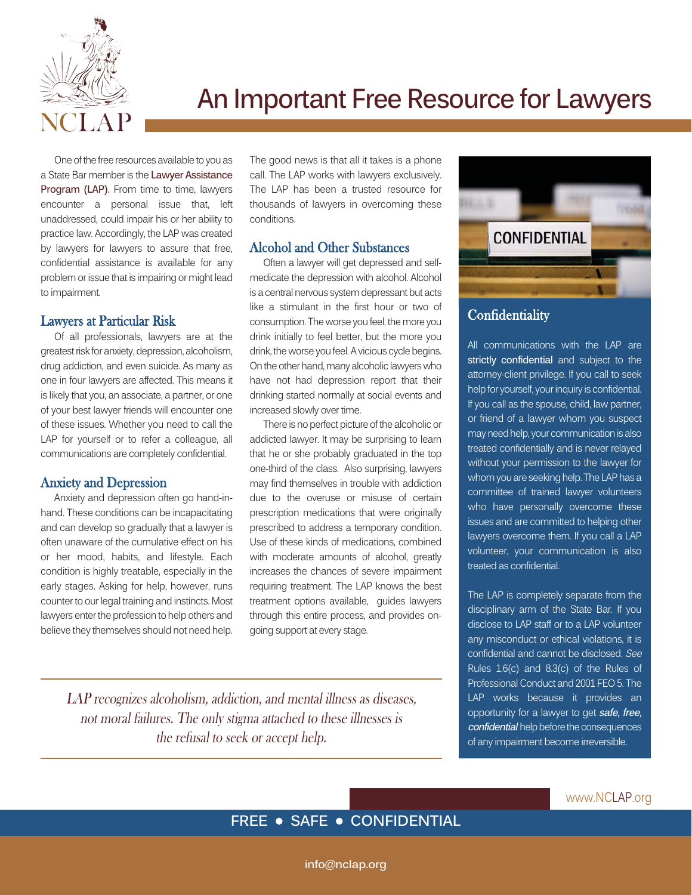NCLAP

# An Important Free Resource for Lawyers

One of the free resources available to you as a State Bar member is the Lawyer Assistance Program (LAP). From time to time, lawyers encounter a personal issue that, left unaddressed, could impair his or her ability to practice law. Accordingly, the LAP was created by lawyers for lawyers to assure that free, confidential assistance is available for any problem or issue that is impairing or might lead to impairment.

## Lawyers at Particular Risk

Of all professionals, lawyers are at the greatest risk for anxiety, depression, alcoholism, drug addiction, and even suicide. As many as one in four lawyers are affected. This means it is likely that you, an associate, a partner, or one of your best lawyer friends will encounter one of these issues. Whether you need to call the LAP for yourself or to refer a colleague, all communications are completely confidential.

## Anxiety and Depression

Anxiety and depression often go hand-in-hand. These conditions can be incapacitating and can develop so gradually that a lawyer is often unaware of the cumulative effect on his or her mood, habits, and lifestyle. Each condition is highly treatable, especially in the early stages. Asking for help, however, runs counter to our legal training and instincts. Most lawyers enter the profession to help others and believe they themselves should not need help.

The good news is that all it takes is a phone call. The LAP works with lawyers exclusively. The LAP has been a trusted resource for thousands of lawyers in overcoming these conditions.

## Alcohol and Other Substances

Often a lawyer will get depressed and self-medicate the depression with alcohol. Alcohol is a central nervous system depressant but acts like a stimulant in the first hour or two of consumption. The worse you feel, the more you drink initially to feel better, but the more you drink, the worse you feel. A vicious cycle begins. On the other hand, many alcoholic lawyers who have not had depression report that their drinking started normally at social events and increased slowly over time.

There is no perfect picture of the alcoholic or addicted lawyer. It may be surprising to learn that he or she probably graduated in the top one-third of the class. Also surprising, lawyers may find themselves in trouble with addiction due to the overuse or misuse of certain prescription medications that were originally prescribed to address a temporary condition. Use of these kinds of medications, combined with moderate amounts of alcohol, greatly increases the chances of severe impairment requiring treatment. The LAP knows the best treatment options available, guides lawyers through this entire process, and provides on-going support at every stage.

*LAP recognizes alcoholism, addiction, and mental illness as diseases, not moral failures. The only stigma attached to these illnesses is the refusal to seek or accept help.*

CONFIDENTIAL

## Confidentiality

All communications with the LAP are strictly confidential and subject to the attorney-client privilege. If you call to seek help for yourself, your inquiry is confidential. If you call as the spouse, child, law partner, or friend of a lawyer whom you suspect may need help, your communication is also treated confidentially and is never relayed without your permission to the lawyer for whom you are seeking help. The LAP has a committee of trained lawyer volunteers who have personally overcome these issues and are committed to helping other lawyers overcome them. If you call a LAP volunteer, your communication is also treated as confidential.

The LAP is completely separate from the disciplinary arm of the State Bar. If you disclose to LAP staff or to a LAP volunteer any misconduct or ethical violations, it is confidential and cannot be disclosed. *See* Rules 1.6(c) and 8.3(c) of the Rules of Professional Conduct and 2001 FEO 5. The LAP works because it provides an opportunity for a lawyer to get ***safe, free, confidential*** help before the consequences of any impairment become irreversible.

www.NCLAP.org

FREE • SAFE • CONFIDENTIAL

info@nclap.org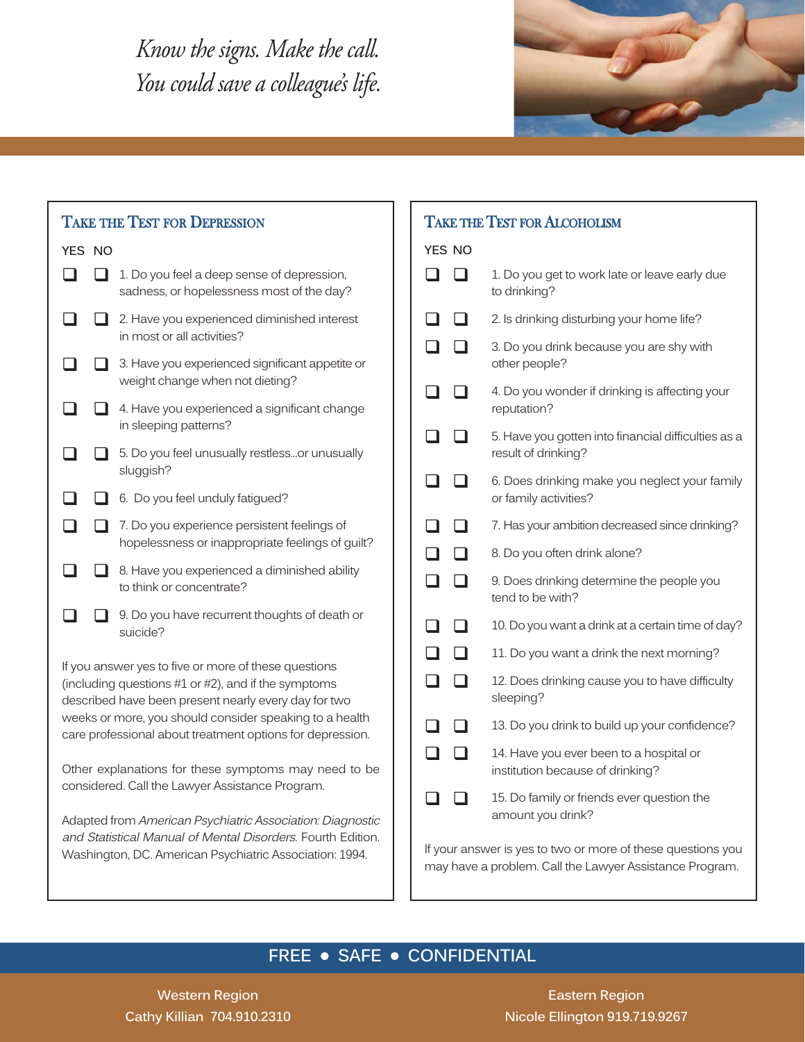*Know the signs. Make the call.*
*You could save a colleague's life.*

## Take the Test for Depression

YES NO

- ❑ ❑ 1. Do you feel a deep sense of depression, sadness, or hopelessness most of the day?
- ❑ ❑ 2. Have you experienced diminished interest in most or all activities?
- ❑ ❑ 3. Have you experienced significant appetite or weight change when not dieting?
- ❑ ❑ 4. Have you experienced a significant change in sleeping patterns?
- ❑ ❑ 5. Do you feel unusually restless...or unusually sluggish?
- ❑ ❑ 6. Do you feel unduly fatigued?
- ❑ ❑ 7. Do you experience persistent feelings of hopelessness or inappropriate feelings of guilt?
- ❑ ❑ 8. Have you experienced a diminished ability to think or concentrate?
- ❑ ❑ 9. Do you have recurrent thoughts of death or suicide?

If you answer yes to five or more of these questions (including questions #1 or #2), and if the symptoms described have been present nearly every day for two weeks or more, you should consider speaking to a health care professional about treatment options for depression.

Other explanations for these symptoms may need to be considered. Call the Lawyer Assistance Program.

Adapted from *American Psychiatric Association: Diagnostic and Statistical Manual of Mental Disorders*. Fourth Edition. Washington, DC. American Psychiatric Association: 1994.

## Take the Test for Alcoholism

YES NO

- ❑ ❑ 1. Do you get to work late or leave early due to drinking?
- ❑ ❑ 2. Is drinking disturbing your home life?
- ❑ ❑ 3. Do you drink because you are shy with other people?
- ❑ ❑ 4. Do you wonder if drinking is affecting your reputation?
- ❑ ❑ 5. Have you gotten into financial difficulties as a result of drinking?
- ❑ ❑ 6. Does drinking make you neglect your family or family activities?
- ❑ ❑ 7. Has your ambition decreased since drinking?
- ❑ ❑ 8. Do you often drink alone?
- ❑ ❑ 9. Does drinking determine the people you tend to be with?
- ❑ ❑ 10. Do you want a drink at a certain time of day?
- ❑ ❑ 11. Do you want a drink the next morning?
- ❑ ❑ 12. Does drinking cause you to have difficulty sleeping?
- ❑ ❑ 13. Do you drink to build up your confidence?
- ❑ ❑ 14. Have you ever been to a hospital or institution because of drinking?
- ❑ ❑ 15. Do family or friends ever question the amount you drink?

If your answer is yes to two or more of these questions you may have a problem. Call the Lawyer Assistance Program.

**FREE • SAFE • CONFIDENTIAL**

**Western Region**
**Cathy Killian 704.910.2310**

**Eastern Region**
**Nicole Ellington 919.719.9267**